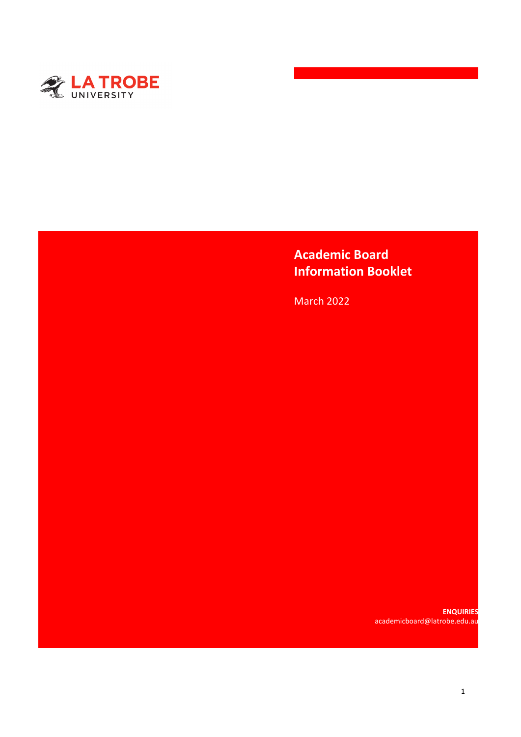LA TROBE UNIVERSITY

# Academic Board Information Booklet

March 2022

**ENQUIRIES**
academicboard@latrobe.edu.au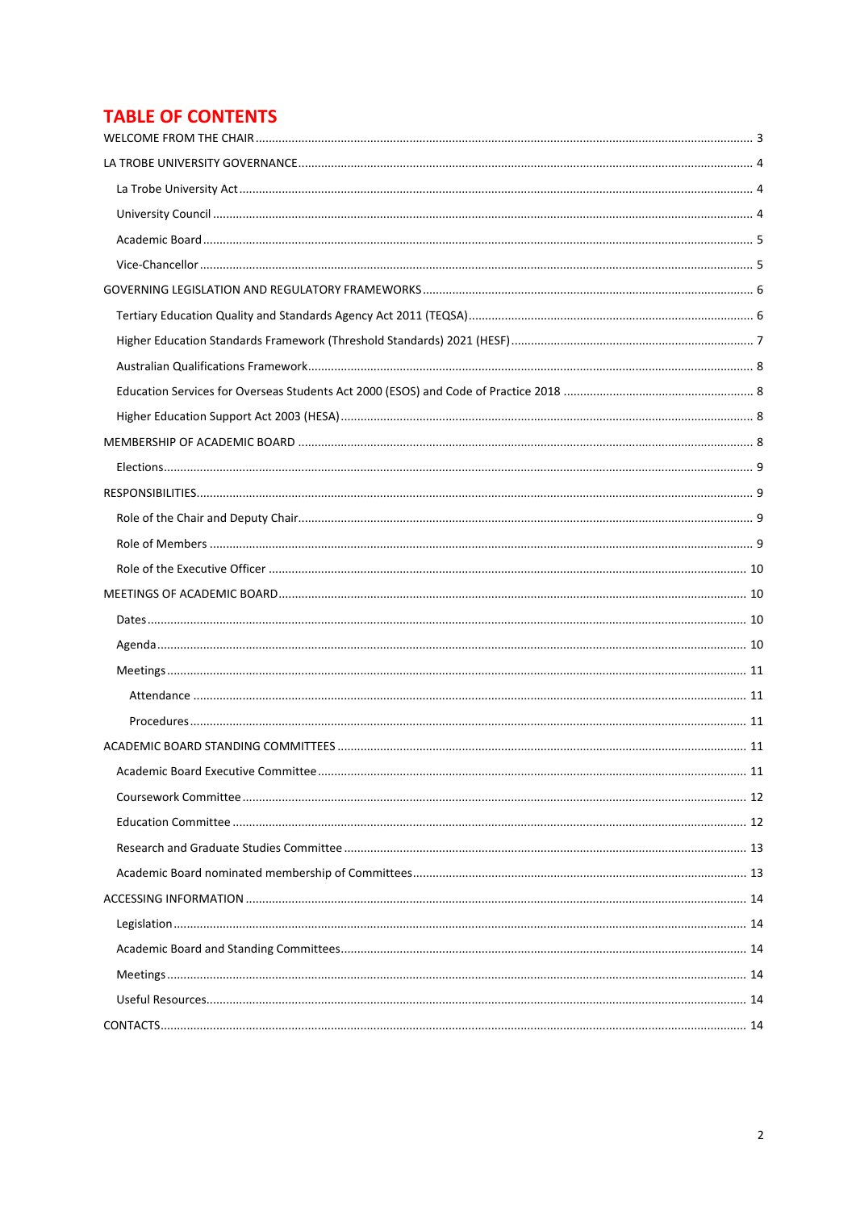# TABLE OF CONTENTS

WELCOME FROM THE CHAIR ........................................ 3

LA TROBE UNIVERSITY GOVERNANCE ........................................ 4

- La Trobe University Act ........................................ 4
- University Council ........................................ 4
- Academic Board ........................................ 5
- Vice-Chancellor ........................................ 5

GOVERNING LEGISLATION AND REGULATORY FRAMEWORKS ........................................ 6

- Tertiary Education Quality and Standards Agency Act 2011 (TEQSA) ........................................ 6
- Higher Education Standards Framework (Threshold Standards) 2021 (HESF) ........................................ 7
- Australian Qualifications Framework ........................................ 8
- Education Services for Overseas Students Act 2000 (ESOS) and Code of Practice 2018 ........................................ 8
- Higher Education Support Act 2003 (HESA) ........................................ 8

MEMBERSHIP OF ACADEMIC BOARD ........................................ 8

- Elections ........................................ 9

RESPONSIBILITIES ........................................ 9

- Role of the Chair and Deputy Chair ........................................ 9
- Role of Members ........................................ 9
- Role of the Executive Officer ........................................ 10

MEETINGS OF ACADEMIC BOARD ........................................ 10

- Dates ........................................ 10
- Agenda ........................................ 10
- Meetings ........................................ 11
  - Attendance ........................................ 11
  - Procedures ........................................ 11

ACADEMIC BOARD STANDING COMMITTEES ........................................ 11

- Academic Board Executive Committee ........................................ 11
- Coursework Committee ........................................ 12
- Education Committee ........................................ 12
- Research and Graduate Studies Committee ........................................ 13
- Academic Board nominated membership of Committees ........................................ 13

ACCESSING INFORMATION ........................................ 14

- Legislation ........................................ 14
- Academic Board and Standing Committees ........................................ 14
- Meetings ........................................ 14
- Useful Resources ........................................ 14

CONTACTS ........................................ 14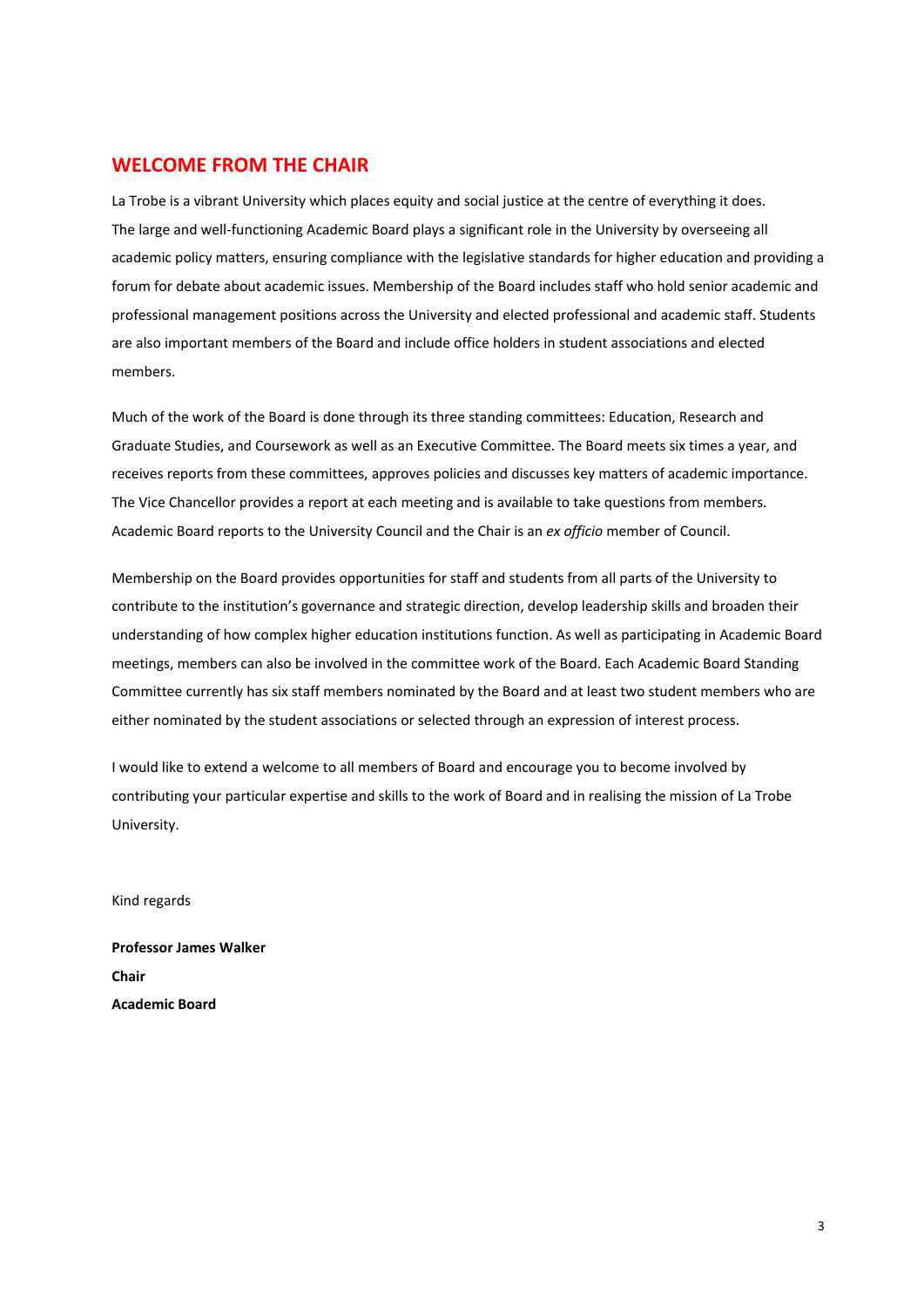## WELCOME FROM THE CHAIR

La Trobe is a vibrant University which places equity and social justice at the centre of everything it does. The large and well-functioning Academic Board plays a significant role in the University by overseeing all academic policy matters, ensuring compliance with the legislative standards for higher education and providing a forum for debate about academic issues. Membership of the Board includes staff who hold senior academic and professional management positions across the University and elected professional and academic staff. Students are also important members of the Board and include office holders in student associations and elected members.

Much of the work of the Board is done through its three standing committees: Education, Research and Graduate Studies, and Coursework as well as an Executive Committee. The Board meets six times a year, and receives reports from these committees, approves policies and discusses key matters of academic importance. The Vice Chancellor provides a report at each meeting and is available to take questions from members. Academic Board reports to the University Council and the Chair is an *ex officio* member of Council.

Membership on the Board provides opportunities for staff and students from all parts of the University to contribute to the institution's governance and strategic direction, develop leadership skills and broaden their understanding of how complex higher education institutions function. As well as participating in Academic Board meetings, members can also be involved in the committee work of the Board. Each Academic Board Standing Committee currently has six staff members nominated by the Board and at least two student members who are either nominated by the student associations or selected through an expression of interest process.

I would like to extend a welcome to all members of Board and encourage you to become involved by contributing your particular expertise and skills to the work of Board and in realising the mission of La Trobe University.

Kind regards

**Professor James Walker**
**Chair**
**Academic Board**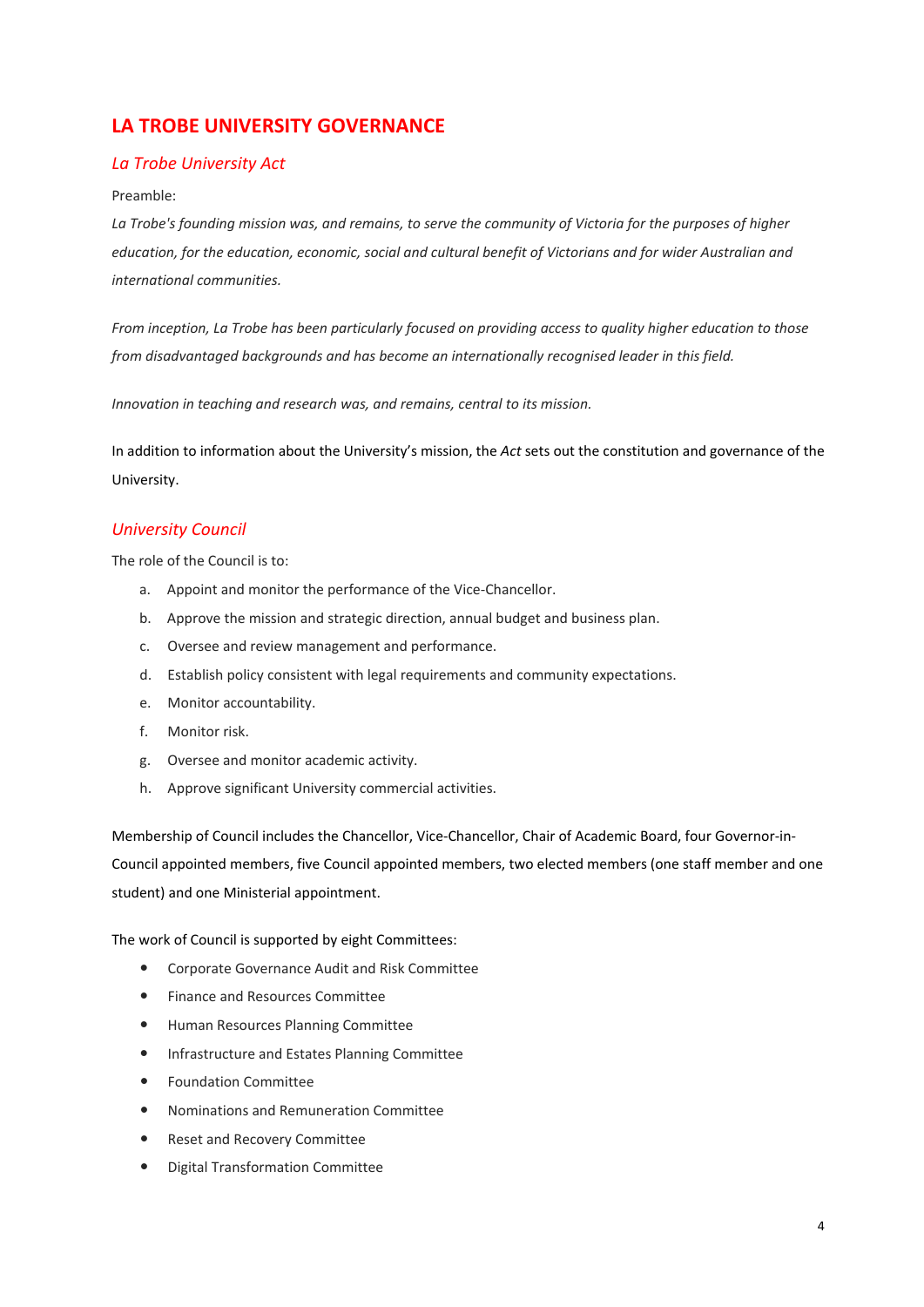# LA TROBE UNIVERSITY GOVERNANCE

## *La Trobe University Act*

Preamble:

*La Trobe's founding mission was, and remains, to serve the community of Victoria for the purposes of higher education, for the education, economic, social and cultural benefit of Victorians and for wider Australian and international communities.*

*From inception, La Trobe has been particularly focused on providing access to quality higher education to those from disadvantaged backgrounds and has become an internationally recognised leader in this field.*

*Innovation in teaching and research was, and remains, central to its mission.*

In addition to information about the University's mission, the *Act* sets out the constitution and governance of the University.

## *University Council*

The role of the Council is to:

a. Appoint and monitor the performance of the Vice-Chancellor.
b. Approve the mission and strategic direction, annual budget and business plan.
c. Oversee and review management and performance.
d. Establish policy consistent with legal requirements and community expectations.
e. Monitor accountability.
f. Monitor risk.
g. Oversee and monitor academic activity.
h. Approve significant University commercial activities.

Membership of Council includes the Chancellor, Vice-Chancellor, Chair of Academic Board, four Governor-in-Council appointed members, five Council appointed members, two elected members (one staff member and one student) and one Ministerial appointment.

The work of Council is supported by eight Committees:

- Corporate Governance Audit and Risk Committee
- Finance and Resources Committee
- Human Resources Planning Committee
- Infrastructure and Estates Planning Committee
- Foundation Committee
- Nominations and Remuneration Committee
- Reset and Recovery Committee
- Digital Transformation Committee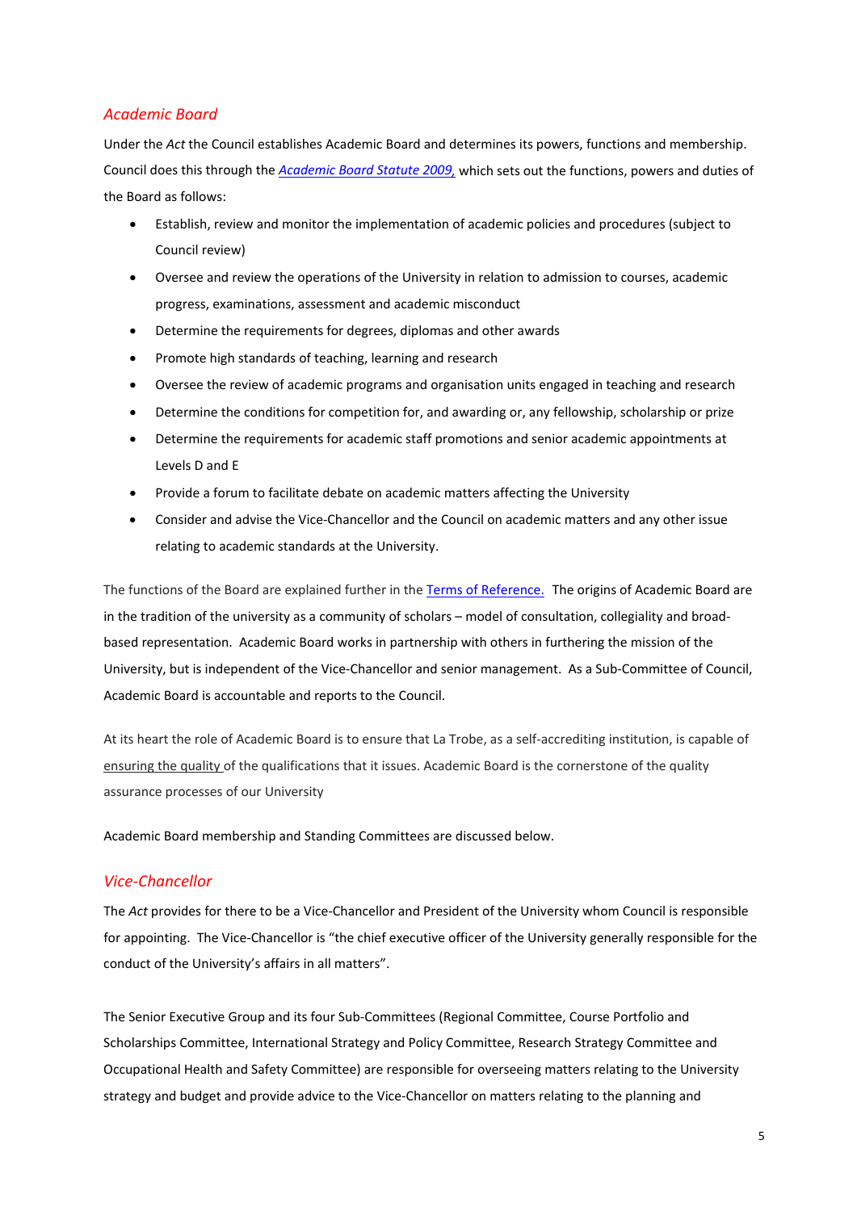## *Academic Board*

Under the *Act* the Council establishes Academic Board and determines its powers, functions and membership. Council does this through the *Academic Board Statute 2009,* which sets out the functions, powers and duties of the Board as follows:

- Establish, review and monitor the implementation of academic policies and procedures (subject to Council review)
- Oversee and review the operations of the University in relation to admission to courses, academic progress, examinations, assessment and academic misconduct
- Determine the requirements for degrees, diplomas and other awards
- Promote high standards of teaching, learning and research
- Oversee the review of academic programs and organisation units engaged in teaching and research
- Determine the conditions for competition for, and awarding or, any fellowship, scholarship or prize
- Determine the requirements for academic staff promotions and senior academic appointments at Levels D and E
- Provide a forum to facilitate debate on academic matters affecting the University
- Consider and advise the Vice-Chancellor and the Council on academic matters and any other issue relating to academic standards at the University.

The functions of the Board are explained further in the Terms of Reference. The origins of Academic Board are in the tradition of the university as a community of scholars – model of consultation, collegiality and broad-based representation. Academic Board works in partnership with others in furthering the mission of the University, but is independent of the Vice-Chancellor and senior management. As a Sub-Committee of Council, Academic Board is accountable and reports to the Council.

At its heart the role of Academic Board is to ensure that La Trobe, as a self-accrediting institution, is capable of ensuring the quality of the qualifications that it issues. Academic Board is the cornerstone of the quality assurance processes of our University

Academic Board membership and Standing Committees are discussed below.

## *Vice-Chancellor*

The *Act* provides for there to be a Vice-Chancellor and President of the University whom Council is responsible for appointing. The Vice-Chancellor is "the chief executive officer of the University generally responsible for the conduct of the University's affairs in all matters".

The Senior Executive Group and its four Sub-Committees (Regional Committee, Course Portfolio and Scholarships Committee, International Strategy and Policy Committee, Research Strategy Committee and Occupational Health and Safety Committee) are responsible for overseeing matters relating to the University strategy and budget and provide advice to the Vice-Chancellor on matters relating to the planning and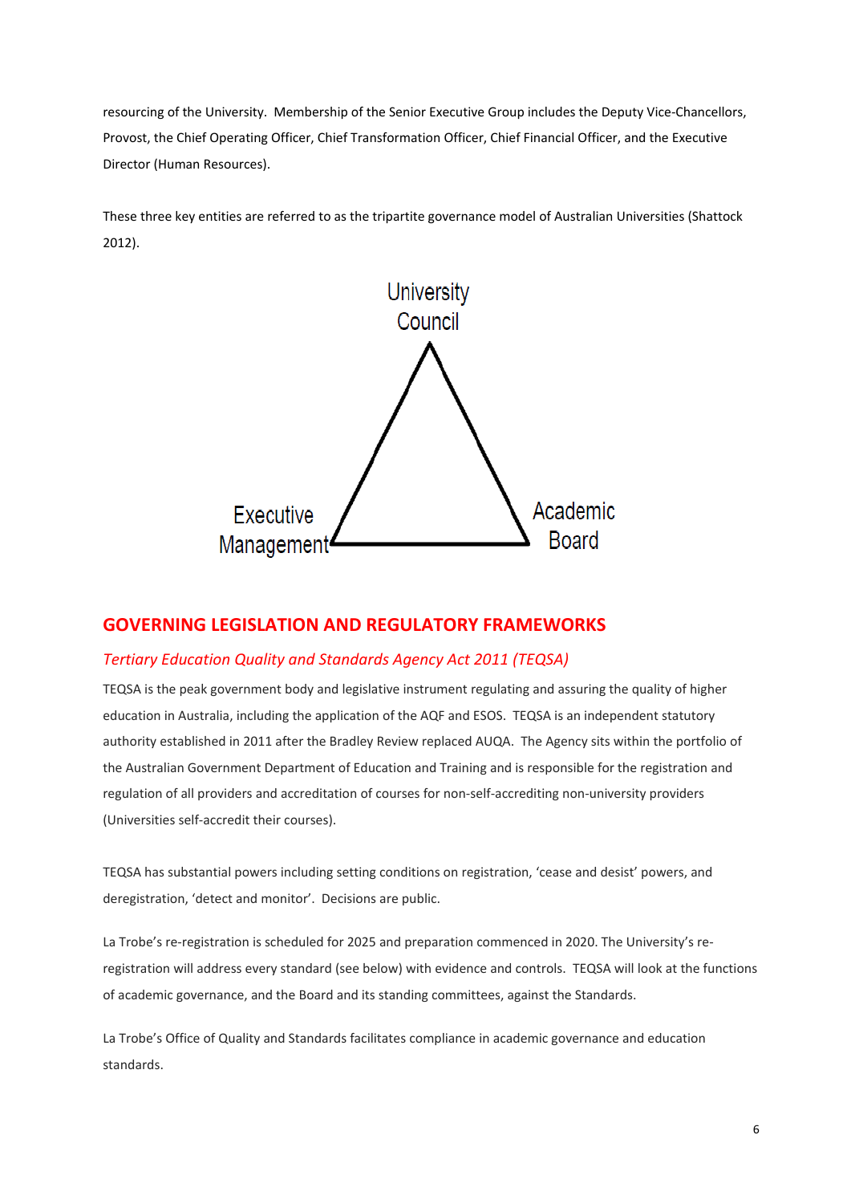resourcing of the University. Membership of the Senior Executive Group includes the Deputy Vice-Chancellors, Provost, the Chief Operating Officer, Chief Transformation Officer, Chief Financial Officer, and the Executive Director (Human Resources).

These three key entities are referred to as the tripartite governance model of Australian Universities (Shattock 2012).

University Council

Executive Management

Academic Board

## GOVERNING LEGISLATION AND REGULATORY FRAMEWORKS

### *Tertiary Education Quality and Standards Agency Act 2011 (TEQSA)*

TEQSA is the peak government body and legislative instrument regulating and assuring the quality of higher education in Australia, including the application of the AQF and ESOS. TEQSA is an independent statutory authority established in 2011 after the Bradley Review replaced AUQA. The Agency sits within the portfolio of the Australian Government Department of Education and Training and is responsible for the registration and regulation of all providers and accreditation of courses for non-self-accrediting non-university providers (Universities self-accredit their courses).

TEQSA has substantial powers including setting conditions on registration, 'cease and desist' powers, and deregistration, 'detect and monitor'. Decisions are public.

La Trobe's re-registration is scheduled for 2025 and preparation commenced in 2020. The University's re-registration will address every standard (see below) with evidence and controls. TEQSA will look at the functions of academic governance, and the Board and its standing committees, against the Standards.

La Trobe's Office of Quality and Standards facilitates compliance in academic governance and education standards.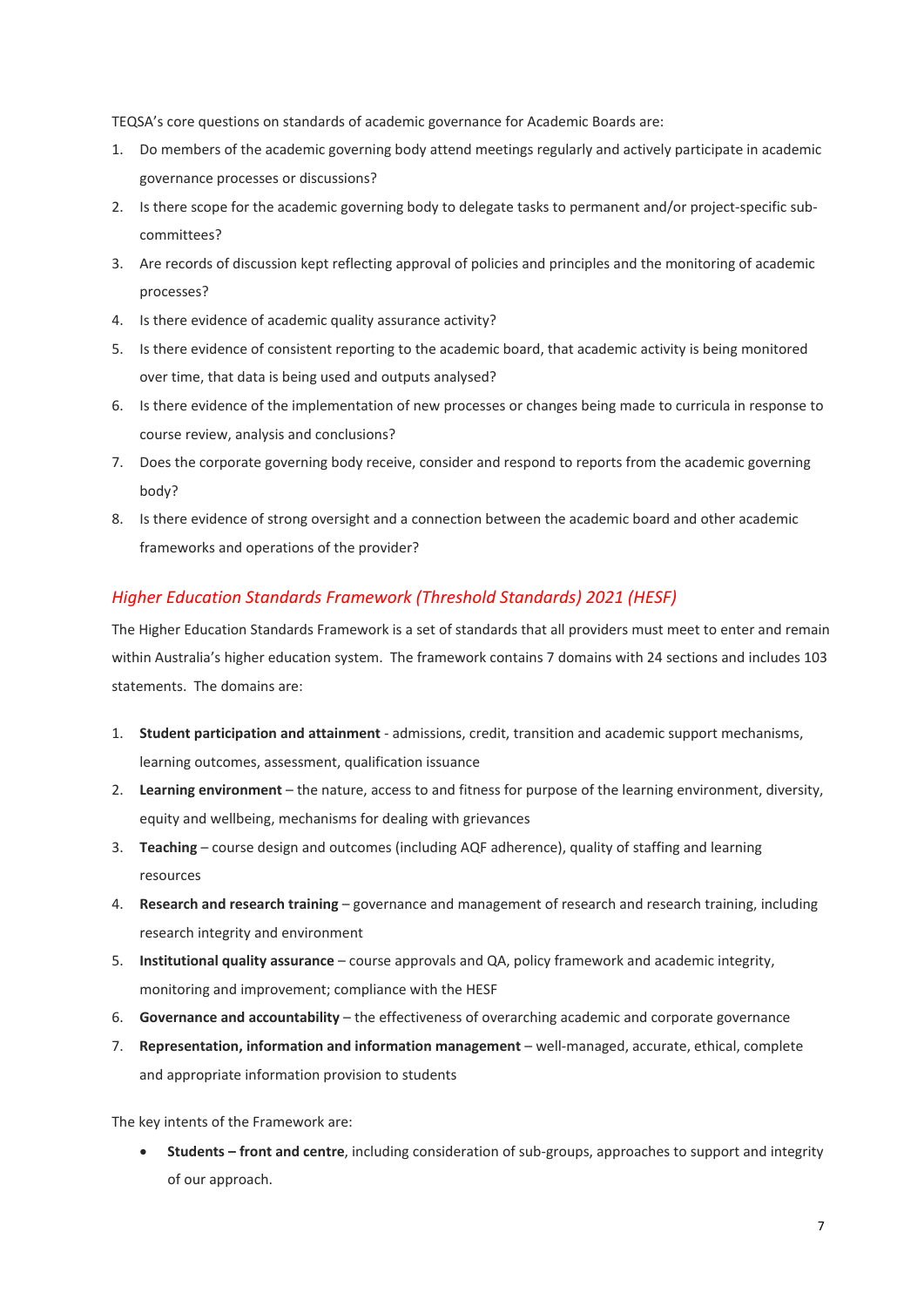TEQSA's core questions on standards of academic governance for Academic Boards are:

1. Do members of the academic governing body attend meetings regularly and actively participate in academic governance processes or discussions?
2. Is there scope for the academic governing body to delegate tasks to permanent and/or project-specific sub-committees?
3. Are records of discussion kept reflecting approval of policies and principles and the monitoring of academic processes?
4. Is there evidence of academic quality assurance activity?
5. Is there evidence of consistent reporting to the academic board, that academic activity is being monitored over time, that data is being used and outputs analysed?
6. Is there evidence of the implementation of new processes or changes being made to curricula in response to course review, analysis and conclusions?
7. Does the corporate governing body receive, consider and respond to reports from the academic governing body?
8. Is there evidence of strong oversight and a connection between the academic board and other academic frameworks and operations of the provider?

## *Higher Education Standards Framework (Threshold Standards) 2021 (HESF)*

The Higher Education Standards Framework is a set of standards that all providers must meet to enter and remain within Australia's higher education system. The framework contains 7 domains with 24 sections and includes 103 statements. The domains are:

1. **Student participation and attainment** - admissions, credit, transition and academic support mechanisms, learning outcomes, assessment, qualification issuance
2. **Learning environment** – the nature, access to and fitness for purpose of the learning environment, diversity, equity and wellbeing, mechanisms for dealing with grievances
3. **Teaching** – course design and outcomes (including AQF adherence), quality of staffing and learning resources
4. **Research and research training** – governance and management of research and research training, including research integrity and environment
5. **Institutional quality assurance** – course approvals and QA, policy framework and academic integrity, monitoring and improvement; compliance with the HESF
6. **Governance and accountability** – the effectiveness of overarching academic and corporate governance
7. **Representation, information and information management** – well-managed, accurate, ethical, complete and appropriate information provision to students

The key intents of the Framework are:

- **Students – front and centre**, including consideration of sub-groups, approaches to support and integrity of our approach.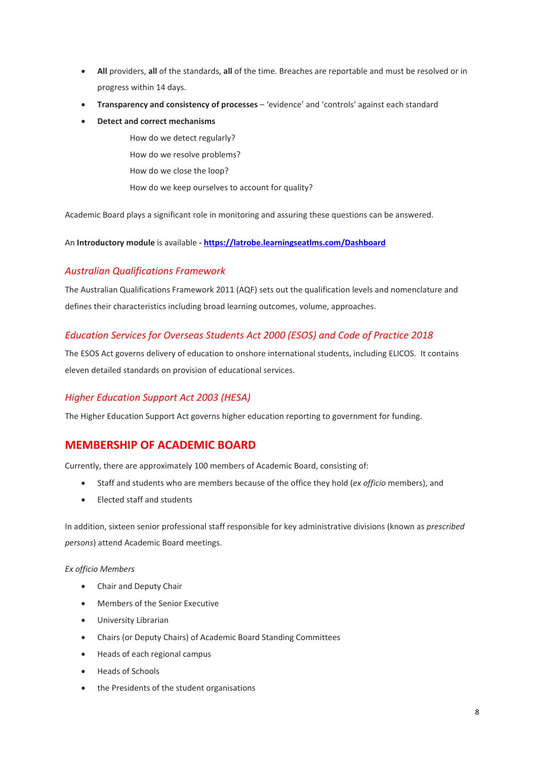- **All** providers, **all** of the standards, **all** of the time. Breaches are reportable and must be resolved or in progress within 14 days.
- **Transparency and consistency of processes** – 'evidence' and 'controls' against each standard
- **Detect and correct mechanisms**

  How do we detect regularly?

  How do we resolve problems?

  How do we close the loop?

  How do we keep ourselves to account for quality?

Academic Board plays a significant role in monitoring and assuring these questions can be answered.

An **Introductory module** is available **- [https://latrobe.learningseatlms.com/Dashboard](https://latrobe.learningseatlms.com/Dashboard)**

### *Australian Qualifications Framework*

The Australian Qualifications Framework 2011 (AQF) sets out the qualification levels and nomenclature and defines their characteristics including broad learning outcomes, volume, approaches.

### *Education Services for Overseas Students Act 2000 (ESOS) and Code of Practice 2018*

The ESOS Act governs delivery of education to onshore international students, including ELICOS. It contains eleven detailed standards on provision of educational services.

### *Higher Education Support Act 2003 (HESA)*

The Higher Education Support Act governs higher education reporting to government for funding.

## MEMBERSHIP OF ACADEMIC BOARD

Currently, there are approximately 100 members of Academic Board, consisting of:

- Staff and students who are members because of the office they hold (*ex officio* members), and
- Elected staff and students

In addition, sixteen senior professional staff responsible for key administrative divisions (known as *prescribed persons*) attend Academic Board meetings.

*Ex officio Members*

- Chair and Deputy Chair
- Members of the Senior Executive
- University Librarian
- Chairs (or Deputy Chairs) of Academic Board Standing Committees
- Heads of each regional campus
- Heads of Schools
- the Presidents of the student organisations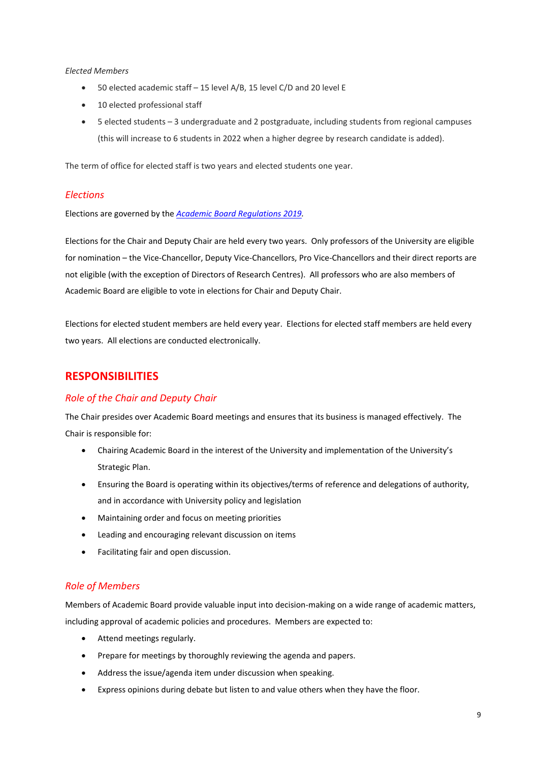*Elected Members*

- 50 elected academic staff – 15 level A/B, 15 level C/D and 20 level E
- 10 elected professional staff
- 5 elected students – 3 undergraduate and 2 postgraduate, including students from regional campuses (this will increase to 6 students in 2022 when a higher degree by research candidate is added).

The term of office for elected staff is two years and elected students one year.

### *Elections*

Elections are governed by the *Academic Board Regulations 2019*.

Elections for the Chair and Deputy Chair are held every two years. Only professors of the University are eligible for nomination – the Vice-Chancellor, Deputy Vice-Chancellors, Pro Vice-Chancellors and their direct reports are not eligible (with the exception of Directors of Research Centres). All professors who are also members of Academic Board are eligible to vote in elections for Chair and Deputy Chair.

Elections for elected student members are held every year. Elections for elected staff members are held every two years. All elections are conducted electronically.

## RESPONSIBILITIES

### *Role of the Chair and Deputy Chair*

The Chair presides over Academic Board meetings and ensures that its business is managed effectively. The Chair is responsible for:

- Chairing Academic Board in the interest of the University and implementation of the University's Strategic Plan.
- Ensuring the Board is operating within its objectives/terms of reference and delegations of authority, and in accordance with University policy and legislation
- Maintaining order and focus on meeting priorities
- Leading and encouraging relevant discussion on items
- Facilitating fair and open discussion.

### *Role of Members*

Members of Academic Board provide valuable input into decision-making on a wide range of academic matters, including approval of academic policies and procedures. Members are expected to:

- Attend meetings regularly.
- Prepare for meetings by thoroughly reviewing the agenda and papers.
- Address the issue/agenda item under discussion when speaking.
- Express opinions during debate but listen to and value others when they have the floor.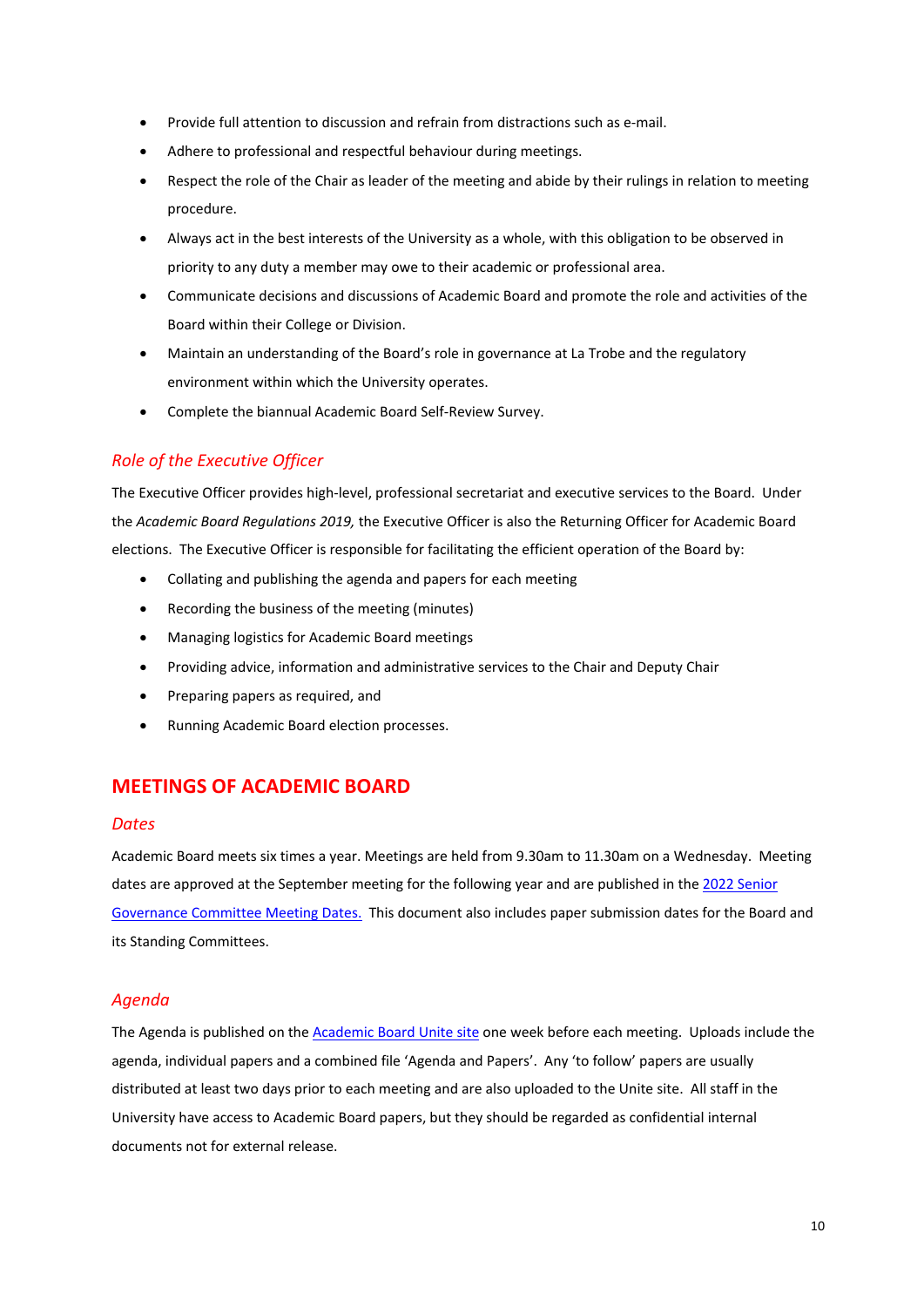- Provide full attention to discussion and refrain from distractions such as e-mail.
- Adhere to professional and respectful behaviour during meetings.
- Respect the role of the Chair as leader of the meeting and abide by their rulings in relation to meeting procedure.
- Always act in the best interests of the University as a whole, with this obligation to be observed in priority to any duty a member may owe to their academic or professional area.
- Communicate decisions and discussions of Academic Board and promote the role and activities of the Board within their College or Division.
- Maintain an understanding of the Board's role in governance at La Trobe and the regulatory environment within which the University operates.
- Complete the biannual Academic Board Self-Review Survey.

### *Role of the Executive Officer*

The Executive Officer provides high-level, professional secretariat and executive services to the Board. Under the *Academic Board Regulations 2019,* the Executive Officer is also the Returning Officer for Academic Board elections. The Executive Officer is responsible for facilitating the efficient operation of the Board by:

- Collating and publishing the agenda and papers for each meeting
- Recording the business of the meeting (minutes)
- Managing logistics for Academic Board meetings
- Providing advice, information and administrative services to the Chair and Deputy Chair
- Preparing papers as required, and
- Running Academic Board election processes.

## MEETINGS OF ACADEMIC BOARD

### *Dates*

Academic Board meets six times a year. Meetings are held from 9.30am to 11.30am on a Wednesday. Meeting dates are approved at the September meeting for the following year and are published in the 2022 Senior Governance Committee Meeting Dates. This document also includes paper submission dates for the Board and its Standing Committees.

### *Agenda*

The Agenda is published on the Academic Board Unite site one week before each meeting. Uploads include the agenda, individual papers and a combined file 'Agenda and Papers'. Any 'to follow' papers are usually distributed at least two days prior to each meeting and are also uploaded to the Unite site. All staff in the University have access to Academic Board papers, but they should be regarded as confidential internal documents not for external release.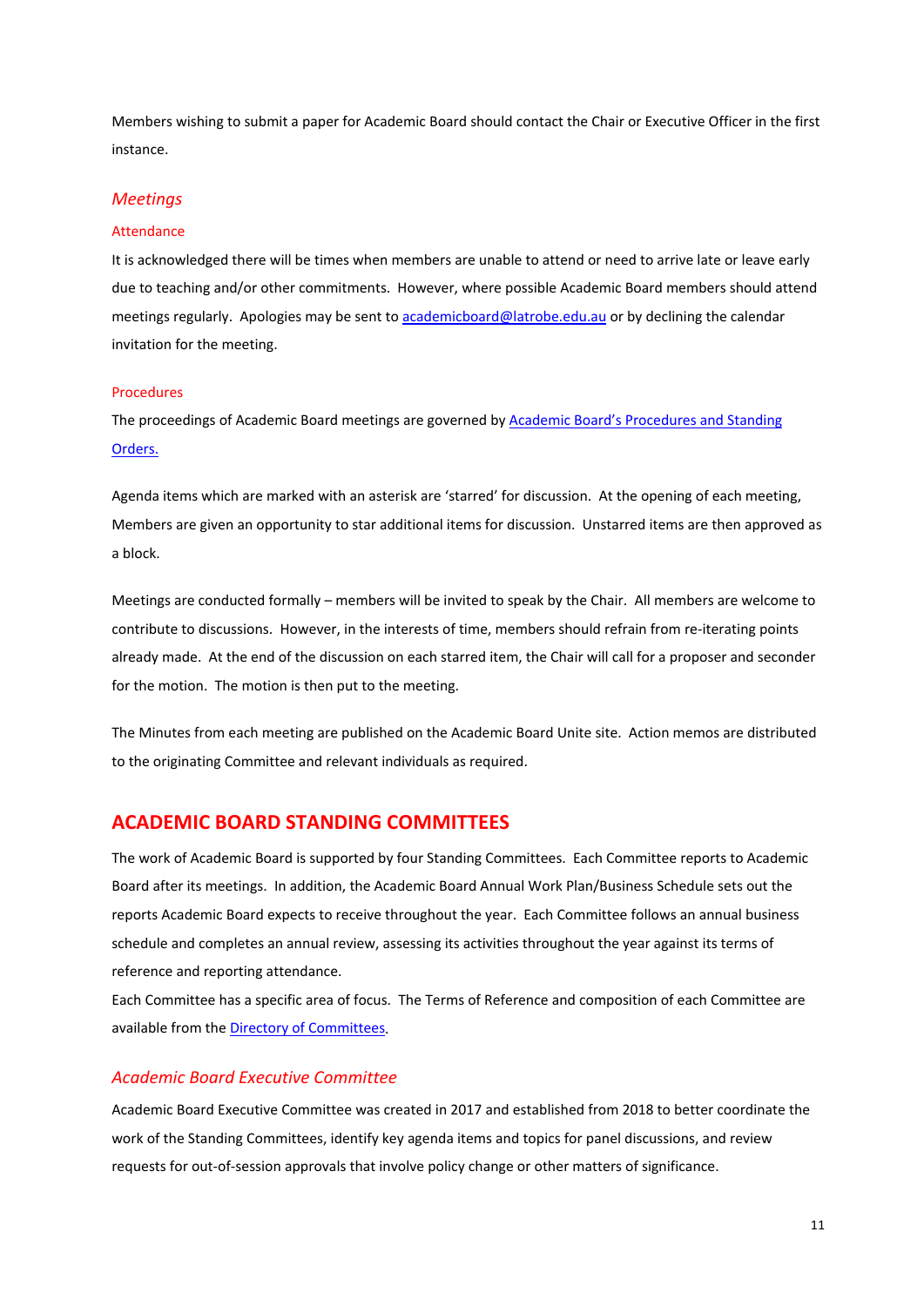Members wishing to submit a paper for Academic Board should contact the Chair or Executive Officer in the first instance.

### *Meetings*

#### Attendance

It is acknowledged there will be times when members are unable to attend or need to arrive late or leave early due to teaching and/or other commitments. However, where possible Academic Board members should attend meetings regularly. Apologies may be sent to [academicboard@latrobe.edu.au](mailto:academicboard@latrobe.edu.au) or by declining the calendar invitation for the meeting.

#### Procedures

The proceedings of Academic Board meetings are governed by [Academic Board's Procedures and Standing Orders.](#)

Agenda items which are marked with an asterisk are 'starred' for discussion. At the opening of each meeting, Members are given an opportunity to star additional items for discussion. Unstarred items are then approved as a block.

Meetings are conducted formally – members will be invited to speak by the Chair. All members are welcome to contribute to discussions. However, in the interests of time, members should refrain from re-iterating points already made. At the end of the discussion on each starred item, the Chair will call for a proposer and seconder for the motion. The motion is then put to the meeting.

The Minutes from each meeting are published on the Academic Board Unite site. Action memos are distributed to the originating Committee and relevant individuals as required.

## ACADEMIC BOARD STANDING COMMITTEES

The work of Academic Board is supported by four Standing Committees. Each Committee reports to Academic Board after its meetings. In addition, the Academic Board Annual Work Plan/Business Schedule sets out the reports Academic Board expects to receive throughout the year. Each Committee follows an annual business schedule and completes an annual review, assessing its activities throughout the year against its terms of reference and reporting attendance.

Each Committee has a specific area of focus. The Terms of Reference and composition of each Committee are available from the [Directory of Committees](#).

### *Academic Board Executive Committee*

Academic Board Executive Committee was created in 2017 and established from 2018 to better coordinate the work of the Standing Committees, identify key agenda items and topics for panel discussions, and review requests for out-of-session approvals that involve policy change or other matters of significance.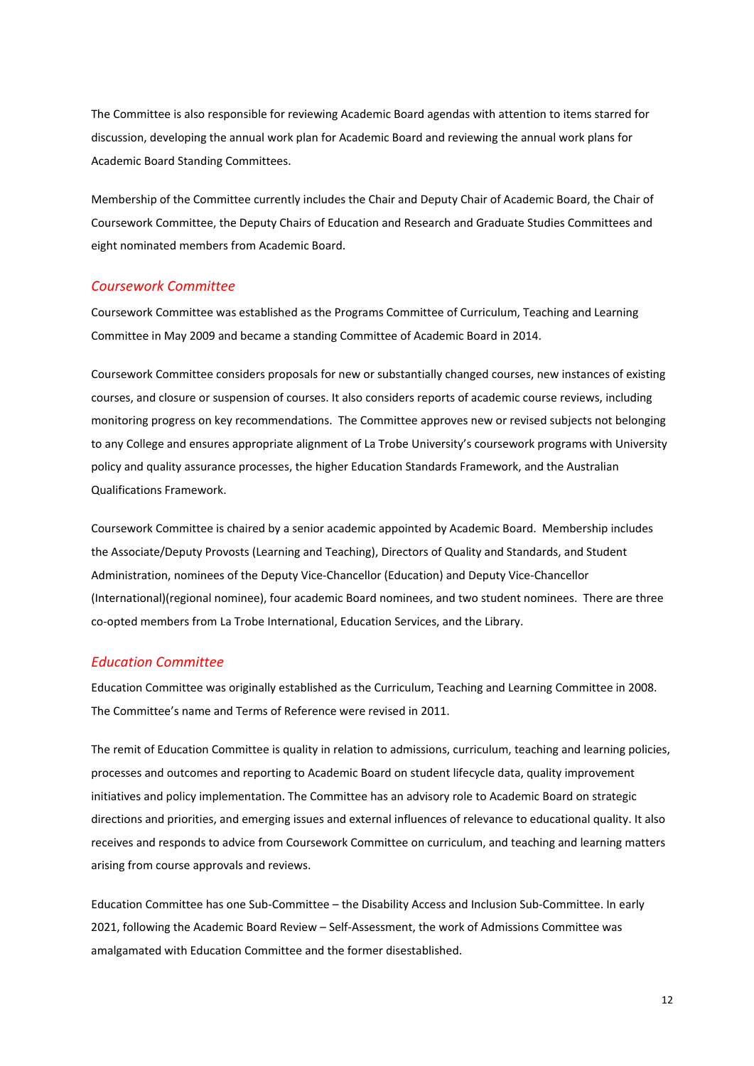The Committee is also responsible for reviewing Academic Board agendas with attention to items starred for discussion, developing the annual work plan for Academic Board and reviewing the annual work plans for Academic Board Standing Committees.

Membership of the Committee currently includes the Chair and Deputy Chair of Academic Board, the Chair of Coursework Committee, the Deputy Chairs of Education and Research and Graduate Studies Committees and eight nominated members from Academic Board.

### *Coursework Committee*

Coursework Committee was established as the Programs Committee of Curriculum, Teaching and Learning Committee in May 2009 and became a standing Committee of Academic Board in 2014.

Coursework Committee considers proposals for new or substantially changed courses, new instances of existing courses, and closure or suspension of courses. It also considers reports of academic course reviews, including monitoring progress on key recommendations. The Committee approves new or revised subjects not belonging to any College and ensures appropriate alignment of La Trobe University's coursework programs with University policy and quality assurance processes, the higher Education Standards Framework, and the Australian Qualifications Framework.

Coursework Committee is chaired by a senior academic appointed by Academic Board. Membership includes the Associate/Deputy Provosts (Learning and Teaching), Directors of Quality and Standards, and Student Administration, nominees of the Deputy Vice-Chancellor (Education) and Deputy Vice-Chancellor (International)(regional nominee), four academic Board nominees, and two student nominees. There are three co-opted members from La Trobe International, Education Services, and the Library.

### *Education Committee*

Education Committee was originally established as the Curriculum, Teaching and Learning Committee in 2008. The Committee's name and Terms of Reference were revised in 2011.

The remit of Education Committee is quality in relation to admissions, curriculum, teaching and learning policies, processes and outcomes and reporting to Academic Board on student lifecycle data, quality improvement initiatives and policy implementation. The Committee has an advisory role to Academic Board on strategic directions and priorities, and emerging issues and external influences of relevance to educational quality. It also receives and responds to advice from Coursework Committee on curriculum, and teaching and learning matters arising from course approvals and reviews.

Education Committee has one Sub-Committee – the Disability Access and Inclusion Sub-Committee. In early 2021, following the Academic Board Review – Self-Assessment, the work of Admissions Committee was amalgamated with Education Committee and the former disestablished.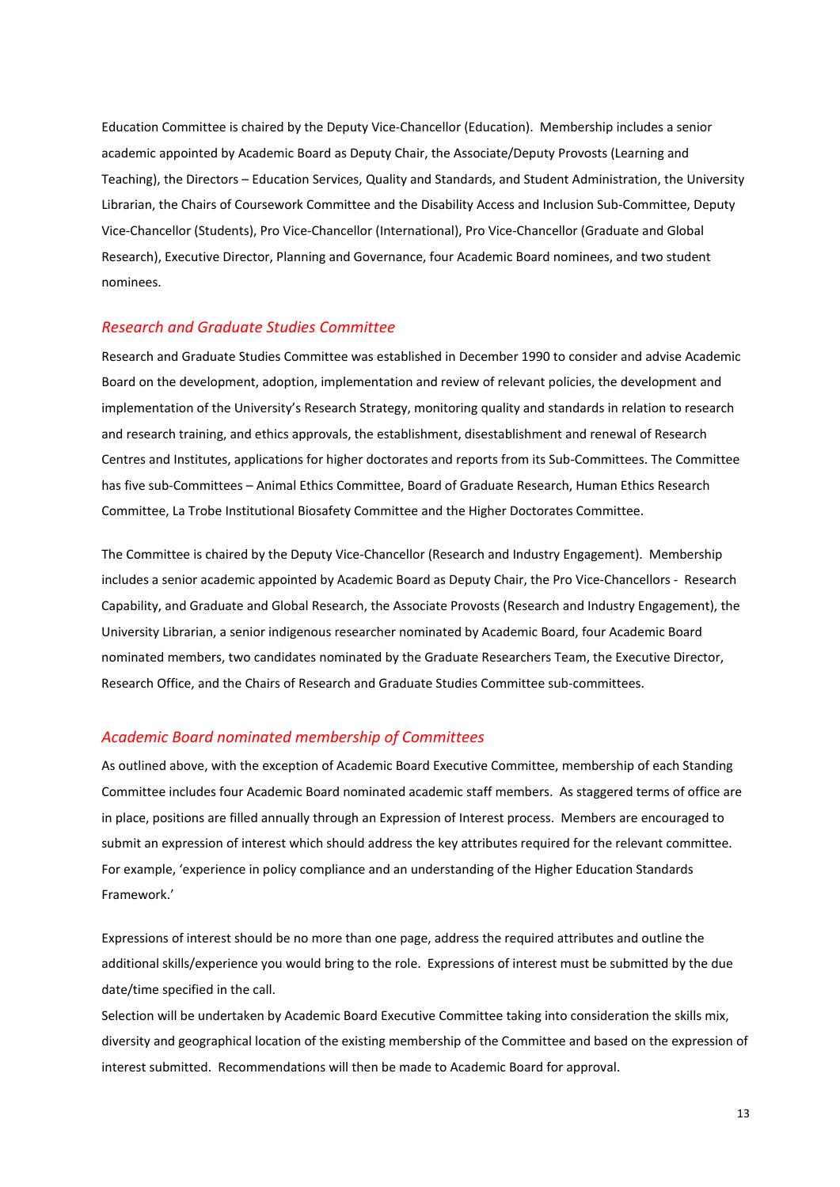Education Committee is chaired by the Deputy Vice-Chancellor (Education). Membership includes a senior academic appointed by Academic Board as Deputy Chair, the Associate/Deputy Provosts (Learning and Teaching), the Directors – Education Services, Quality and Standards, and Student Administration, the University Librarian, the Chairs of Coursework Committee and the Disability Access and Inclusion Sub-Committee, Deputy Vice-Chancellor (Students), Pro Vice-Chancellor (International), Pro Vice-Chancellor (Graduate and Global Research), Executive Director, Planning and Governance, four Academic Board nominees, and two student nominees.

### *Research and Graduate Studies Committee*

Research and Graduate Studies Committee was established in December 1990 to consider and advise Academic Board on the development, adoption, implementation and review of relevant policies, the development and implementation of the University's Research Strategy, monitoring quality and standards in relation to research and research training, and ethics approvals, the establishment, disestablishment and renewal of Research Centres and Institutes, applications for higher doctorates and reports from its Sub-Committees. The Committee has five sub-Committees – Animal Ethics Committee, Board of Graduate Research, Human Ethics Research Committee, La Trobe Institutional Biosafety Committee and the Higher Doctorates Committee.

The Committee is chaired by the Deputy Vice-Chancellor (Research and Industry Engagement). Membership includes a senior academic appointed by Academic Board as Deputy Chair, the Pro Vice-Chancellors - Research Capability, and Graduate and Global Research, the Associate Provosts (Research and Industry Engagement), the University Librarian, a senior indigenous researcher nominated by Academic Board, four Academic Board nominated members, two candidates nominated by the Graduate Researchers Team, the Executive Director, Research Office, and the Chairs of Research and Graduate Studies Committee sub-committees.

### *Academic Board nominated membership of Committees*

As outlined above, with the exception of Academic Board Executive Committee, membership of each Standing Committee includes four Academic Board nominated academic staff members. As staggered terms of office are in place, positions are filled annually through an Expression of Interest process. Members are encouraged to submit an expression of interest which should address the key attributes required for the relevant committee. For example, 'experience in policy compliance and an understanding of the Higher Education Standards Framework.'

Expressions of interest should be no more than one page, address the required attributes and outline the additional skills/experience you would bring to the role. Expressions of interest must be submitted by the due date/time specified in the call.

Selection will be undertaken by Academic Board Executive Committee taking into consideration the skills mix, diversity and geographical location of the existing membership of the Committee and based on the expression of interest submitted. Recommendations will then be made to Academic Board for approval.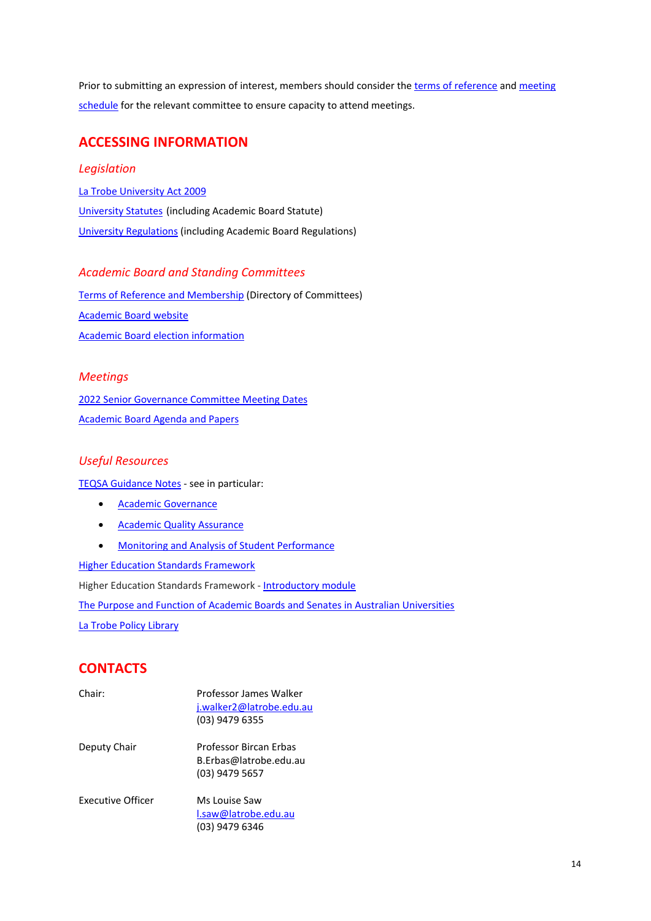Prior to submitting an expression of interest, members should consider the terms of reference and meeting schedule for the relevant committee to ensure capacity to attend meetings.

## ACCESSING INFORMATION

### *Legislation*

La Trobe University Act 2009

University Statutes (including Academic Board Statute)

University Regulations (including Academic Board Regulations)

### *Academic Board and Standing Committees*

Terms of Reference and Membership (Directory of Committees)

Academic Board website

Academic Board election information

### *Meetings*

2022 Senior Governance Committee Meeting Dates

Academic Board Agenda and Papers

### *Useful Resources*

TEQSA Guidance Notes - see in particular:

- Academic Governance
- Academic Quality Assurance
- Monitoring and Analysis of Student Performance

Higher Education Standards Framework

Higher Education Standards Framework - Introductory module

The Purpose and Function of Academic Boards and Senates in Australian Universities

La Trobe Policy Library

## CONTACTS

| | |
|---|---|
| Chair: | Professor James Walker<br>j.walker2@latrobe.edu.au<br>(03) 9479 6355 |
| Deputy Chair | Professor Bircan Erbas<br>B.Erbas@latrobe.edu.au<br>(03) 9479 5657 |
| Executive Officer | Ms Louise Saw<br>l.saw@latrobe.edu.au<br>(03) 9479 6346 |